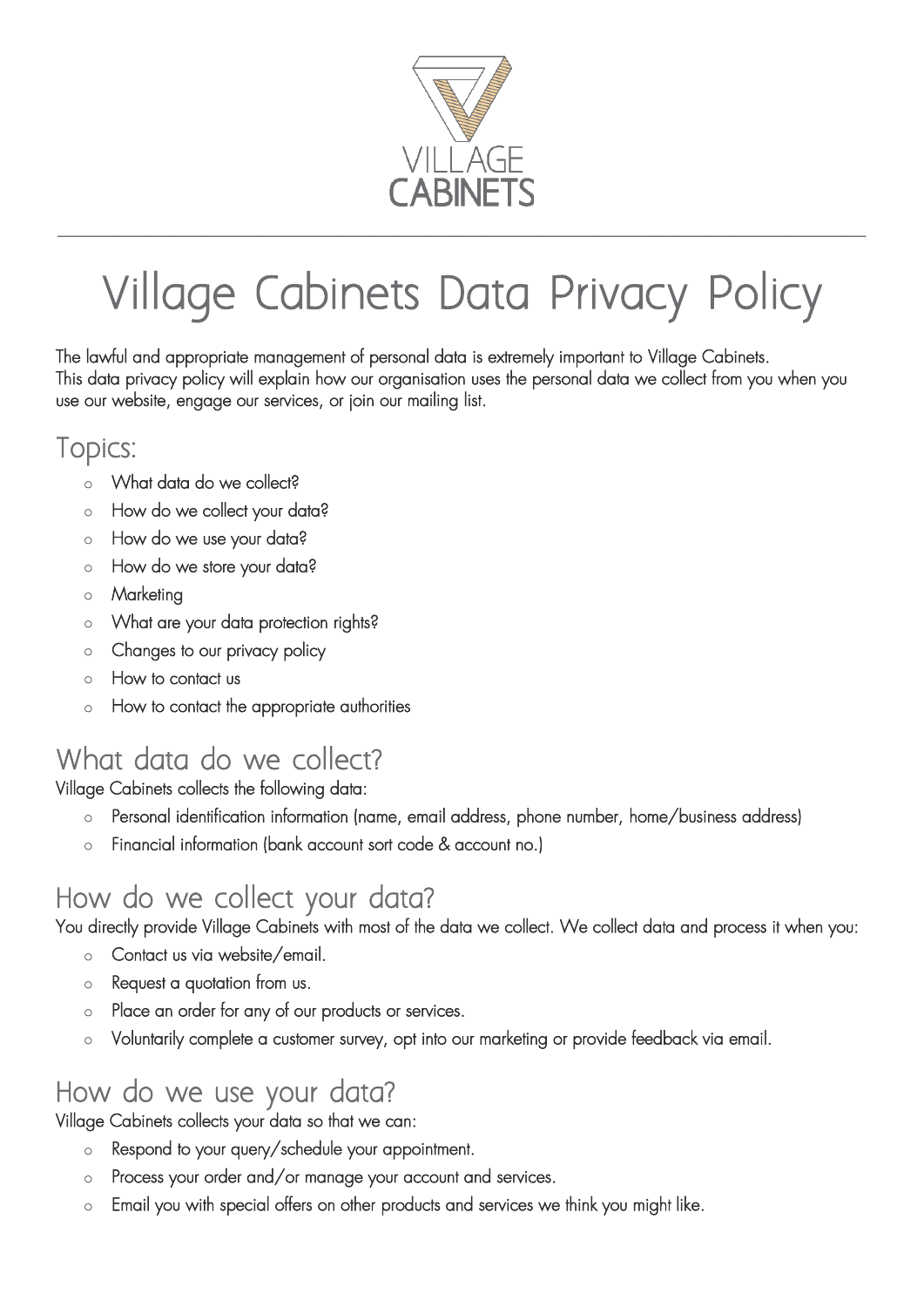# Village Cabinets Data Privacy Policy

The lawful and appropriate management of personal data is extremely important to Village Cabinets.
This data privacy policy will explain how our organisation uses the personal data we collect from you when you use our website, engage our services, or join our mailing list.

## Topics:

- What data do we collect?
- How do we collect your data?
- How do we use your data?
- How do we store your data?
- Marketing
- What are your data protection rights?
- Changes to our privacy policy
- How to contact us
- How to contact the appropriate authorities

## What data do we collect?

Village Cabinets collects the following data:

- Personal identification information (name, email address, phone number, home/business address)
- Financial information (bank account sort code & account no.)

## How do we collect your data?

You directly provide Village Cabinets with most of the data we collect. We collect data and process it when you:

- Contact us via website/email.
- Request a quotation from us.
- Place an order for any of our products or services.
- Voluntarily complete a customer survey, opt into our marketing or provide feedback via email.

## How do we use your data?

Village Cabinets collects your data so that we can:

- Respond to your query/schedule your appointment.
- Process your order and/or manage your account and services.
- Email you with special offers on other products and services we think you might like.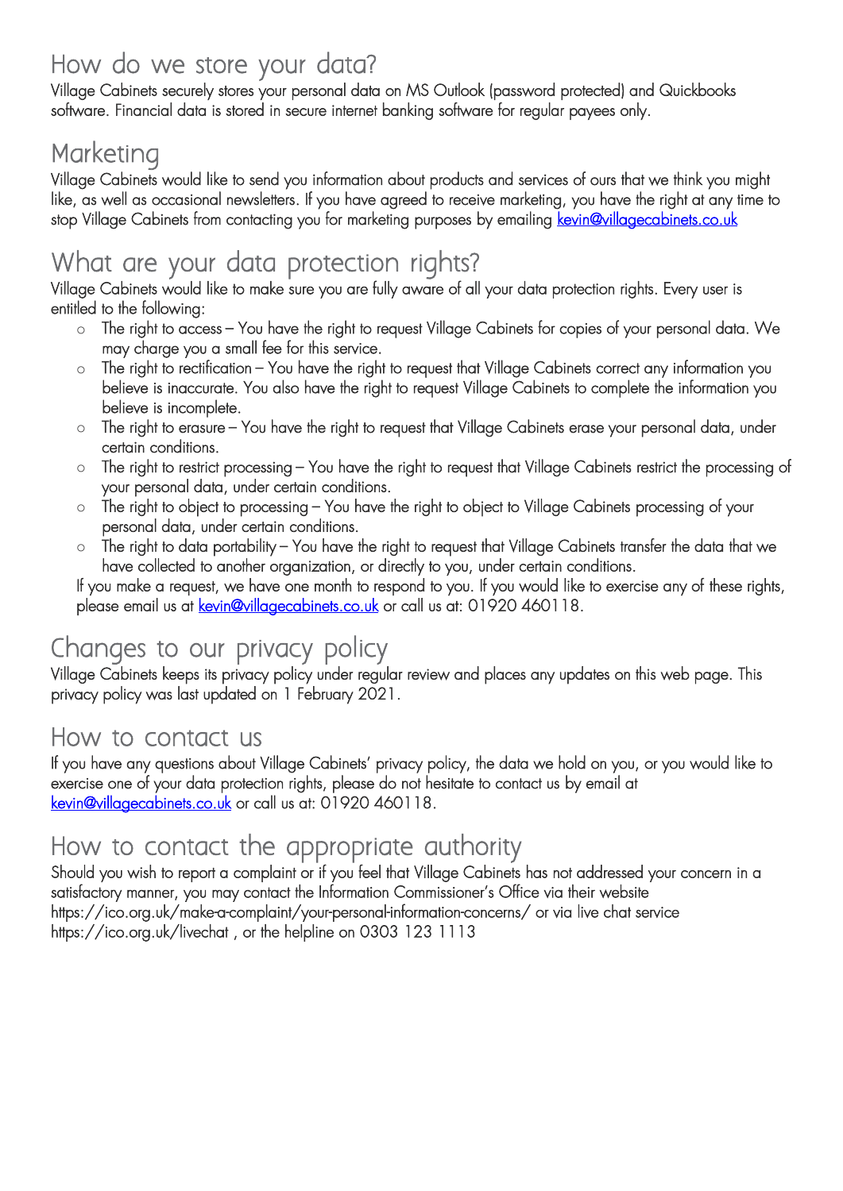## How do we store your data?

Village Cabinets securely stores your personal data on MS Outlook (password protected) and Quickbooks software. Financial data is stored in secure internet banking software for regular payees only.

## Marketing

Village Cabinets would like to send you information about products and services of ours that we think you might like, as well as occasional newsletters. If you have agreed to receive marketing, you have the right at any time to stop Village Cabinets from contacting you for marketing purposes by emailing kevin@villagecabinets.co.uk

## What are your data protection rights?

Village Cabinets would like to make sure you are fully aware of all your data protection rights. Every user is entitled to the following:

- The right to access – You have the right to request Village Cabinets for copies of your personal data. We may charge you a small fee for this service.
- The right to rectification – You have the right to request that Village Cabinets correct any information you believe is inaccurate. You also have the right to request Village Cabinets to complete the information you believe is incomplete.
- The right to erasure – You have the right to request that Village Cabinets erase your personal data, under certain conditions.
- The right to restrict processing – You have the right to request that Village Cabinets restrict the processing of your personal data, under certain conditions.
- The right to object to processing – You have the right to object to Village Cabinets processing of your personal data, under certain conditions.
- The right to data portability – You have the right to request that Village Cabinets transfer the data that we have collected to another organization, or directly to you, under certain conditions.

If you make a request, we have one month to respond to you. If you would like to exercise any of these rights, please email us at kevin@villagecabinets.co.uk or call us at: 01920 460118.

## Changes to our privacy policy

Village Cabinets keeps its privacy policy under regular review and places any updates on this web page. This privacy policy was last updated on 1 February 2021.

## How to contact us

If you have any questions about Village Cabinets' privacy policy, the data we hold on you, or you would like to exercise one of your data protection rights, please do not hesitate to contact us by email at kevin@villagecabinets.co.uk or call us at: 01920 460118.

## How to contact the appropriate authority

Should you wish to report a complaint or if you feel that Village Cabinets has not addressed your concern in a satisfactory manner, you may contact the Information Commissioner's Office via their website https://ico.org.uk/make-a-complaint/your-personal-information-concerns/ or via live chat service https://ico.org.uk/livechat , or the helpline on 0303 123 1113